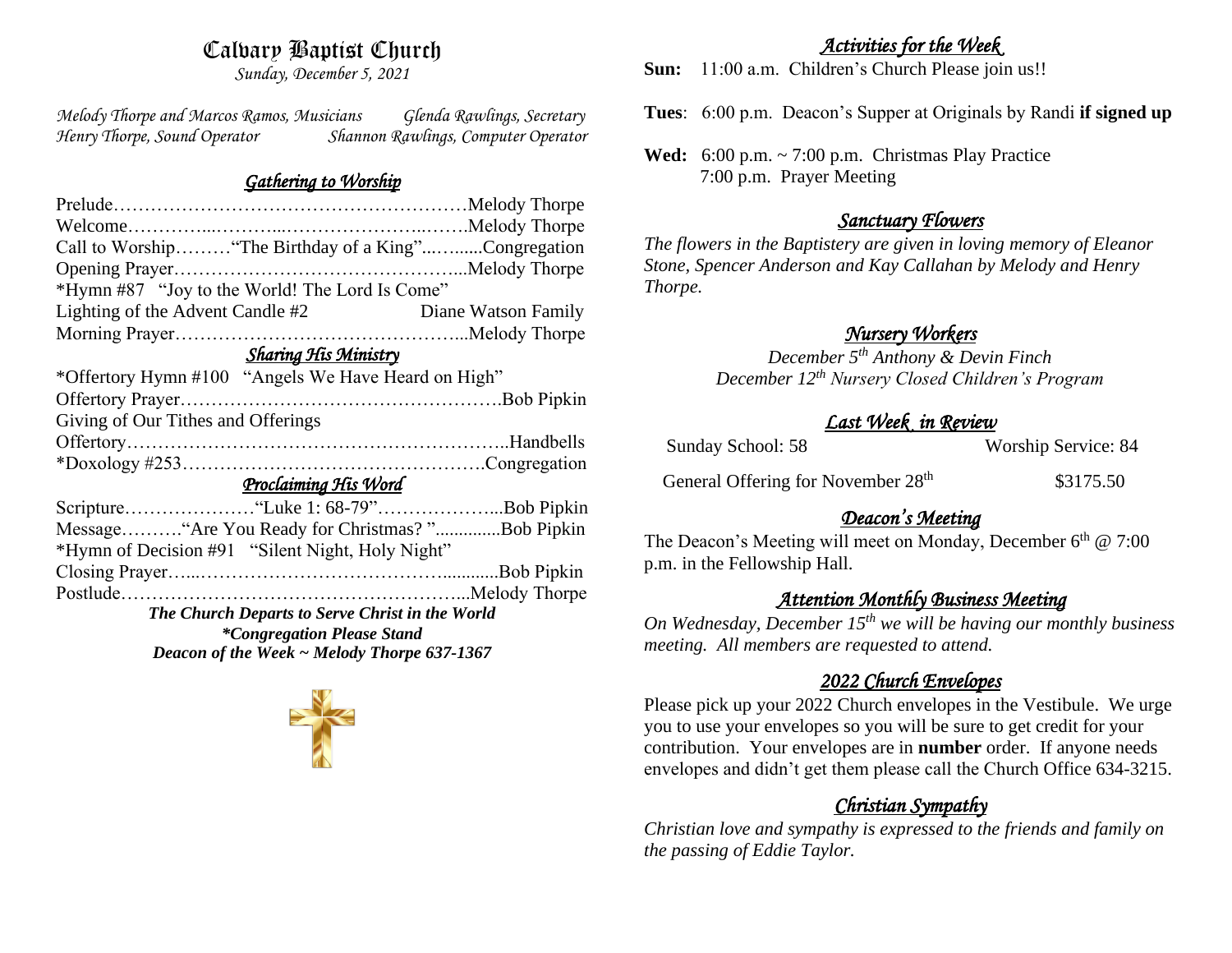# Calvary Baptist Church

*Sunday, December 5, 2021*

*Melody Thorpe and Marcos Ramos, Musicians* *Glenda Rawlings, Secretary*
*Henry Thorpe, Sound Operator* *Shannon Rawlings, Computer Operator*

## *Gathering to Worship*

Prelude……………………………………………………Melody Thorpe
Welcome…………...………...…………………...…….Melody Thorpe
Call to Worship………"The Birthday of a King"...….......Congregation
Opening Prayer………………………………………...Melody Thorpe
*Hymn #87 "Joy to the World! The Lord Is Come"
Lighting of the Advent Candle #2 Diane Watson Family
Morning Prayer………………………………………...Melody Thorpe

## *Sharing His Ministry*

*Offertory Hymn #100 "Angels We Have Heard on High"
Offertory Prayer…………………………………………….Bob Pipkin
Giving of Our Tithes and Offerings
Offertory……………………………………………………..Handbells
*Doxology #253………………………………………….Congregation

## *Proclaiming His Word*

Scripture…………………"Luke 1: 68-79"………………...Bob Pipkin
Message……….."Are You Ready for Christmas? "..............Bob Pipkin
*Hymn of Decision #91 "Silent Night, Holy Night"
Closing Prayer…...…………………………………............Bob Pipkin
Postlude………………………………………………...Melody Thorpe

***The Church Departs to Serve Christ in the World***
***\*Congregation Please Stand***
***Deacon of the Week ~ Melody Thorpe 637-1367***

## *Activities for the Week*

**Sun:** 11:00 a.m. Children's Church Please join us!!

**Tues**: 6:00 p.m. Deacon's Supper at Originals by Randi **if signed up**

**Wed:** 6:00 p.m. ~ 7:00 p.m. Christmas Play Practice
7:00 p.m. Prayer Meeting

## *Sanctuary Flowers*

*The flowers in the Baptistery are given in loving memory of Eleanor Stone, Spencer Anderson and Kay Callahan by Melody and Henry Thorpe.*

## *Nursery Workers*

*December 5th Anthony & Devin Finch*
*December 12th Nursery Closed Children's Program*

## *Last Week in Review*

Sunday School: 58 Worship Service: 84

General Offering for November 28th $3175.50

## *Deacon's Meeting*

The Deacon's Meeting will meet on Monday, December 6th @ 7:00 p.m. in the Fellowship Hall.

## *Attention Monthly Business Meeting*

*On Wednesday, December 15th we will be having our monthly business meeting. All members are requested to attend.*

## *2022 Church Envelopes*

Please pick up your 2022 Church envelopes in the Vestibule. We urge you to use your envelopes so you will be sure to get credit for your contribution. Your envelopes are in **number** order. If anyone needs envelopes and didn't get them please call the Church Office 634-3215.

## *Christian Sympathy*

*Christian love and sympathy is expressed to the friends and family on the passing of Eddie Taylor.*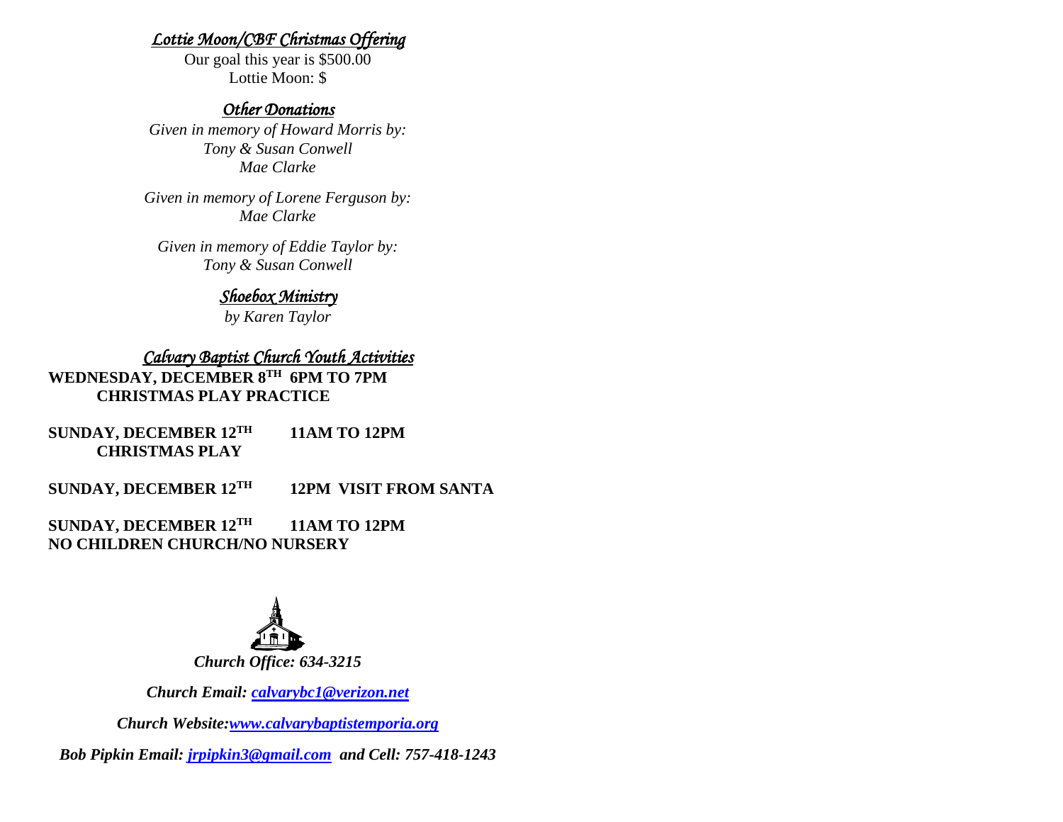## *Lottie Moon/CBF Christmas Offering*

Our goal this year is $500.00

Lottie Moon: $

## *Other Donations*

*Given in memory of Howard Morris by:*
*Tony & Susan Conwell*
*Mae Clarke*

*Given in memory of Lorene Ferguson by:*
*Mae Clarke*

*Given in memory of Eddie Taylor by:*
*Tony & Susan Conwell*

## *Shoebox Ministry*

*by Karen Taylor*

## *Calvary Baptist Church Youth Activities*

**WEDNESDAY, DECEMBER 8TH 6PM TO 7PM**
**CHRISTMAS PLAY PRACTICE**

**SUNDAY, DECEMBER 12TH 11AM TO 12PM**
**CHRISTMAS PLAY**

**SUNDAY, DECEMBER 12TH 12PM VISIT FROM SANTA**

**SUNDAY, DECEMBER 12TH 11AM TO 12PM**
**NO CHILDREN CHURCH/NO NURSERY**

***Church Office: 634-3215***

***Church Email: calvarybc1@verizon.net***

***Church Website: www.calvarybaptistemporia.org***

***Bob Pipkin Email: jrpipkin3@gmail.com and Cell: 757-418-1243***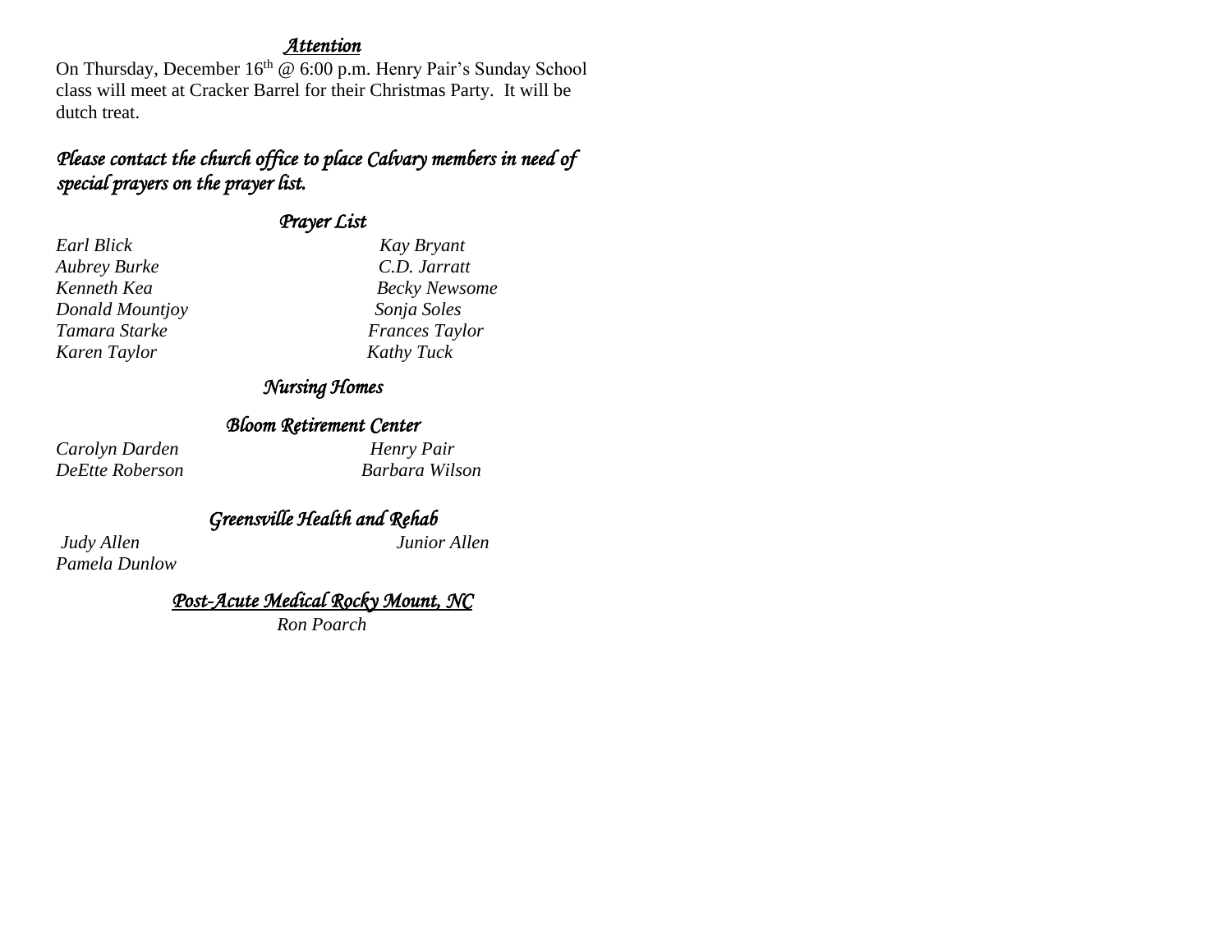## *Attention*

On Thursday, December 16th @ 6:00 p.m. Henry Pair's Sunday School class will meet at Cracker Barrel for their Christmas Party. It will be dutch treat.

***Please contact the church office to place Calvary members in need of special prayers on the prayer list.***

## *Prayer List*

*Earl Blick*
*Kay Bryant*
*Aubrey Burke*
*C.D. Jarratt*
*Kenneth Kea*
*Becky Newsome*
*Donald Mountjoy*
*Sonja Soles*
*Tamara Starke*
*Frances Taylor*
*Karen Taylor*
*Kathy Tuck*

## *Nursing Homes*

### *Bloom Retirement Center*

*Carolyn Darden*
*Henry Pair*
*DeEtte Roberson*
*Barbara Wilson*

### *Greensville Health and Rehab*

*Judy Allen*
*Junior Allen*
*Pamela Dunlow*

### *Post-Acute Medical Rocky Mount, NC*

*Ron Poarch*